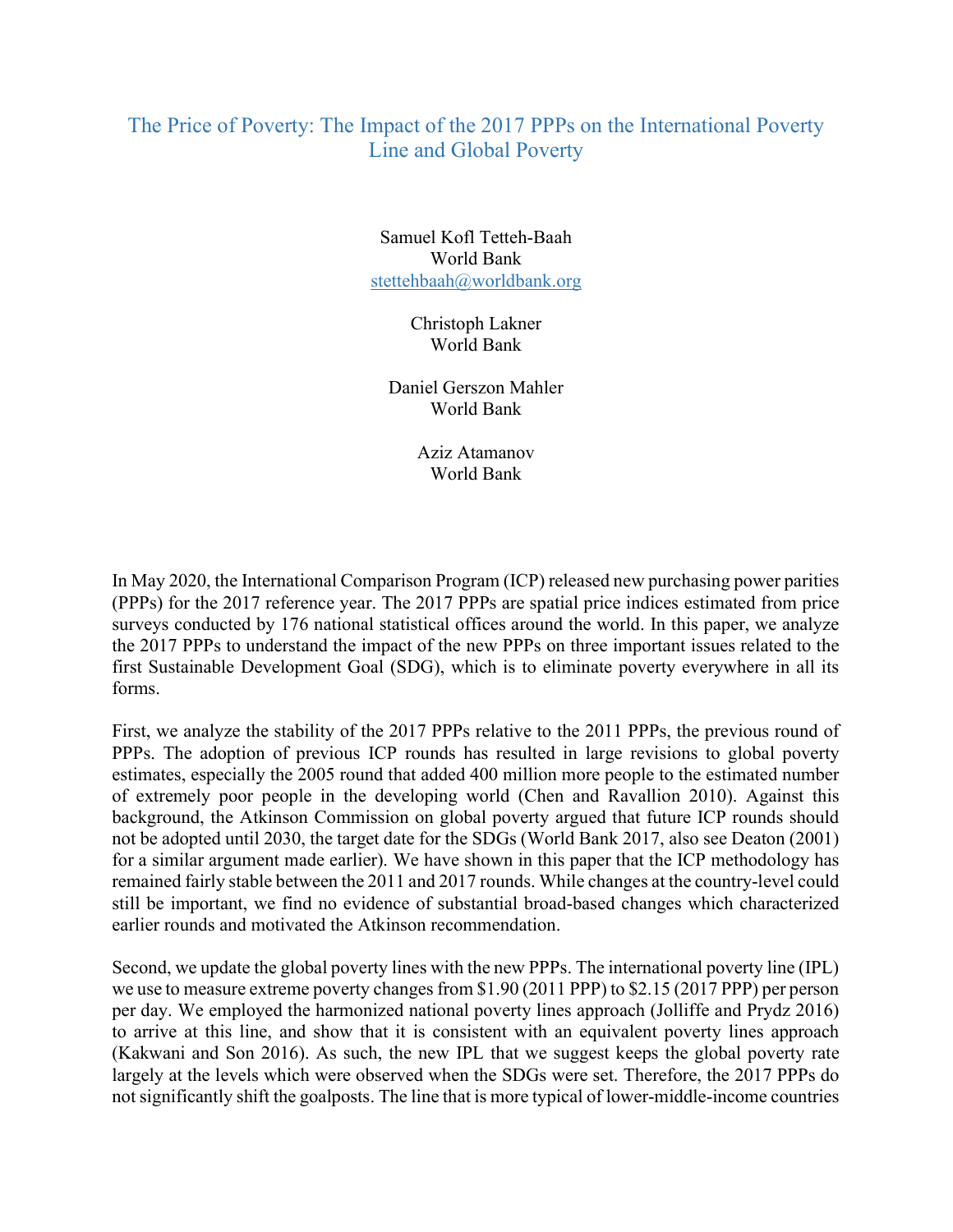# The Price of Poverty: The Impact of the 2017 PPPs on the International Poverty Line and Global Poverty

Samuel Kofl Tetteh-Baah
World Bank
stettehbaah@worldbank.org

Christoph Lakner
World Bank

Daniel Gerszon Mahler
World Bank

Aziz Atamanov
World Bank

In May 2020, the International Comparison Program (ICP) released new purchasing power parities (PPPs) for the 2017 reference year. The 2017 PPPs are spatial price indices estimated from price surveys conducted by 176 national statistical offices around the world. In this paper, we analyze the 2017 PPPs to understand the impact of the new PPPs on three important issues related to the first Sustainable Development Goal (SDG), which is to eliminate poverty everywhere in all its forms.

First, we analyze the stability of the 2017 PPPs relative to the 2011 PPPs, the previous round of PPPs. The adoption of previous ICP rounds has resulted in large revisions to global poverty estimates, especially the 2005 round that added 400 million more people to the estimated number of extremely poor people in the developing world (Chen and Ravallion 2010). Against this background, the Atkinson Commission on global poverty argued that future ICP rounds should not be adopted until 2030, the target date for the SDGs (World Bank 2017, also see Deaton (2001) for a similar argument made earlier). We have shown in this paper that the ICP methodology has remained fairly stable between the 2011 and 2017 rounds. While changes at the country-level could still be important, we find no evidence of substantial broad-based changes which characterized earlier rounds and motivated the Atkinson recommendation.

Second, we update the global poverty lines with the new PPPs. The international poverty line (IPL) we use to measure extreme poverty changes from $1.90 (2011 PPP) to $2.15 (2017 PPP) per person per day. We employed the harmonized national poverty lines approach (Jolliffe and Prydz 2016) to arrive at this line, and show that it is consistent with an equivalent poverty lines approach (Kakwani and Son 2016). As such, the new IPL that we suggest keeps the global poverty rate largely at the levels which were observed when the SDGs were set. Therefore, the 2017 PPPs do not significantly shift the goalposts. The line that is more typical of lower-middle-income countries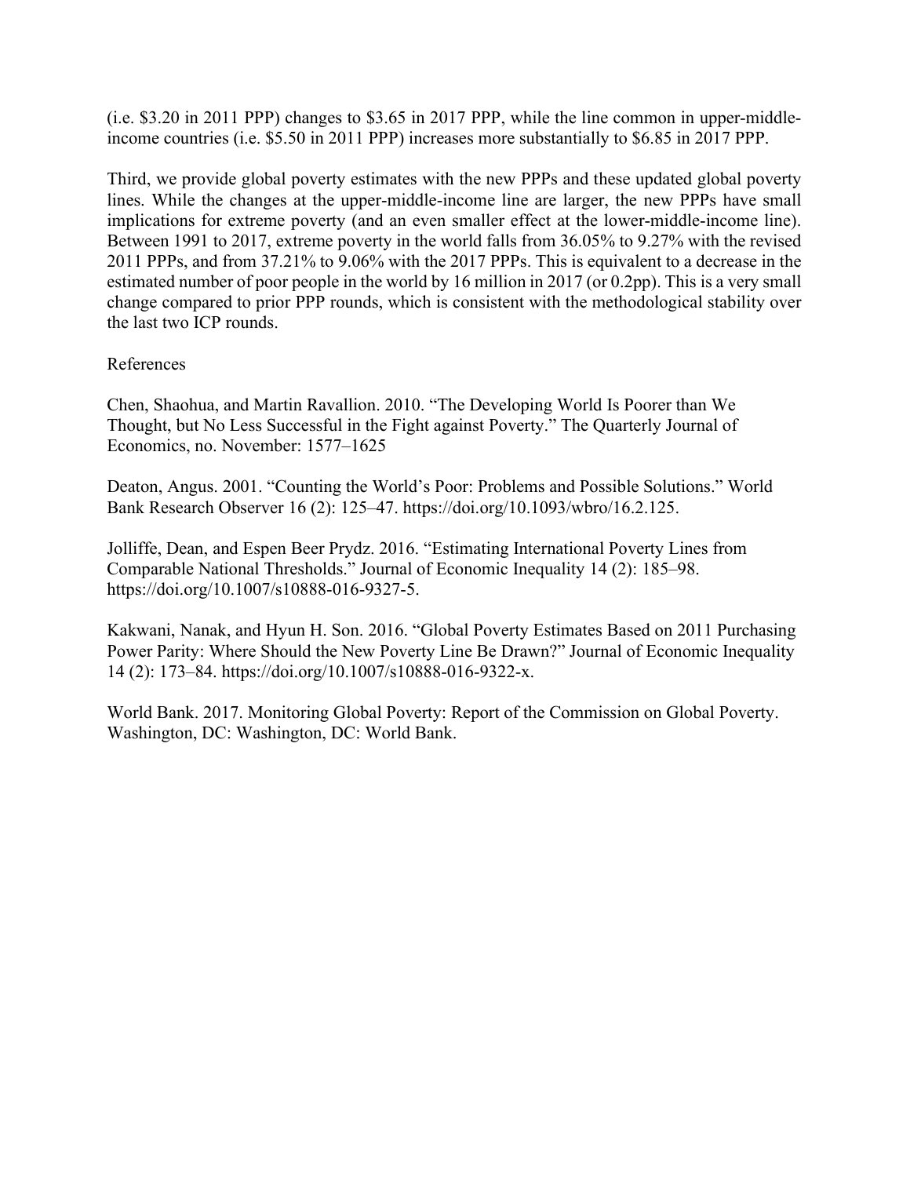(i.e. $3.20 in 2011 PPP) changes to $3.65 in 2017 PPP, while the line common in upper-middle-income countries (i.e. $5.50 in 2011 PPP) increases more substantially to $6.85 in 2017 PPP.

Third, we provide global poverty estimates with the new PPPs and these updated global poverty lines. While the changes at the upper-middle-income line are larger, the new PPPs have small implications for extreme poverty (and an even smaller effect at the lower-middle-income line). Between 1991 to 2017, extreme poverty in the world falls from 36.05% to 9.27% with the revised 2011 PPPs, and from 37.21% to 9.06% with the 2017 PPPs. This is equivalent to a decrease in the estimated number of poor people in the world by 16 million in 2017 (or 0.2pp). This is a very small change compared to prior PPP rounds, which is consistent with the methodological stability over the last two ICP rounds.

References

Chen, Shaohua, and Martin Ravallion. 2010. "The Developing World Is Poorer than We Thought, but No Less Successful in the Fight against Poverty." The Quarterly Journal of Economics, no. November: 1577–1625

Deaton, Angus. 2001. "Counting the World's Poor: Problems and Possible Solutions." World Bank Research Observer 16 (2): 125–47. https://doi.org/10.1093/wbro/16.2.125.

Jolliffe, Dean, and Espen Beer Prydz. 2016. "Estimating International Poverty Lines from Comparable National Thresholds." Journal of Economic Inequality 14 (2): 185–98. https://doi.org/10.1007/s10888-016-9327-5.

Kakwani, Nanak, and Hyun H. Son. 2016. "Global Poverty Estimates Based on 2011 Purchasing Power Parity: Where Should the New Poverty Line Be Drawn?" Journal of Economic Inequality 14 (2): 173–84. https://doi.org/10.1007/s10888-016-9322-x.

World Bank. 2017. Monitoring Global Poverty: Report of the Commission on Global Poverty. Washington, DC: Washington, DC: World Bank.